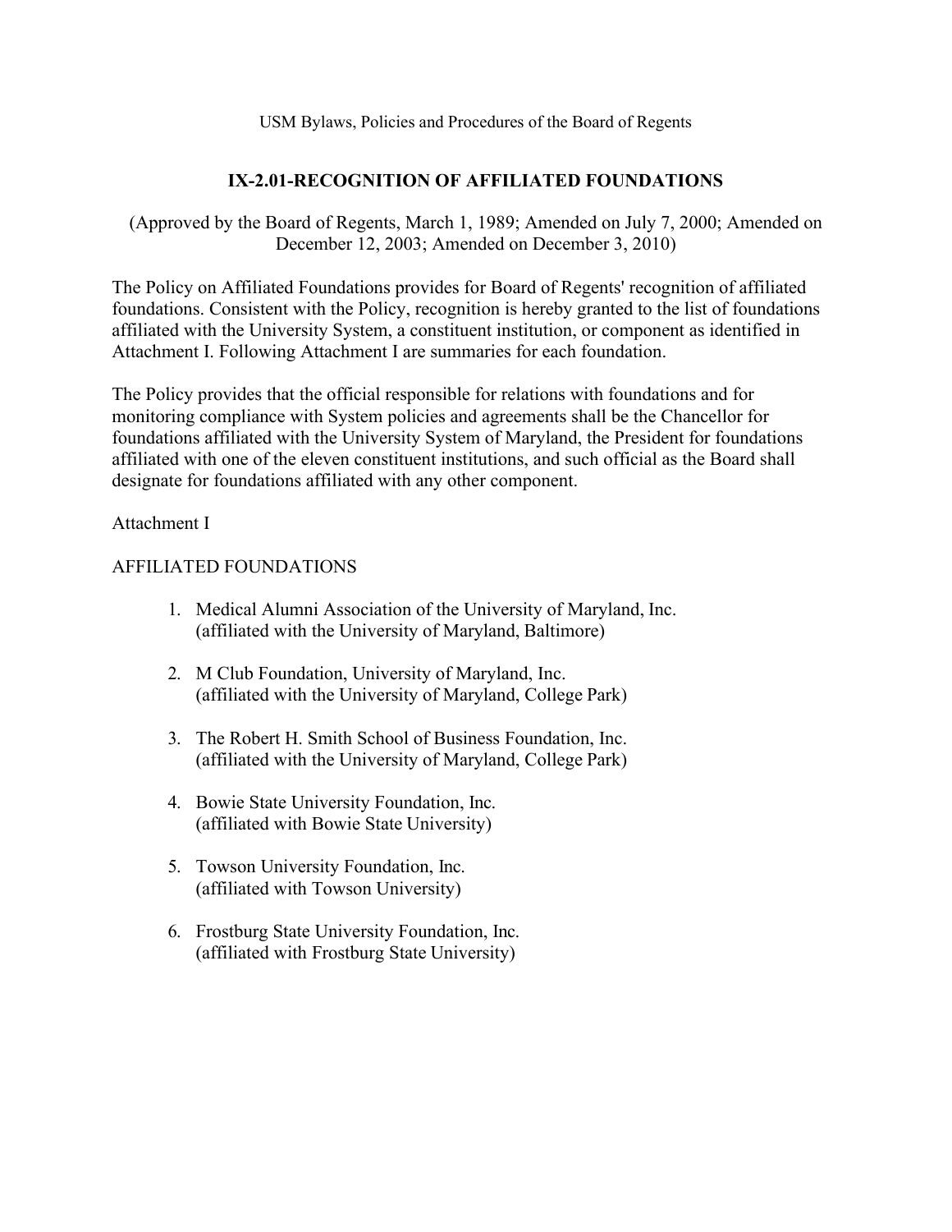# IX-2.01-RECOGNITION OF AFFILIATED FOUNDATIONS

(Approved by the Board of Regents, March 1, 1989; Amended on July 7, 2000; Amended on December 12, 2003; Amended on December 3, 2010)

The Policy on Affiliated Foundations provides for Board of Regents' recognition of affiliated foundations. Consistent with the Policy, recognition is hereby granted to the list of foundations affiliated with the University System, a constituent institution, or component as identified in Attachment I. Following Attachment I are summaries for each foundation.

The Policy provides that the official responsible for relations with foundations and for monitoring compliance with System policies and agreements shall be the Chancellor for foundations affiliated with the University System of Maryland, the President for foundations affiliated with one of the eleven constituent institutions, and such official as the Board shall designate for foundations affiliated with any other component.

Attachment I

AFFILIATED FOUNDATIONS

1. Medical Alumni Association of the University of Maryland, Inc. (affiliated with the University of Maryland, Baltimore)
2. M Club Foundation, University of Maryland, Inc. (affiliated with the University of Maryland, College Park)
3. The Robert H. Smith School of Business Foundation, Inc. (affiliated with the University of Maryland, College Park)
4. Bowie State University Foundation, Inc. (affiliated with Bowie State University)
5. Towson University Foundation, Inc. (affiliated with Towson University)
6. Frostburg State University Foundation, Inc. (affiliated with Frostburg State University)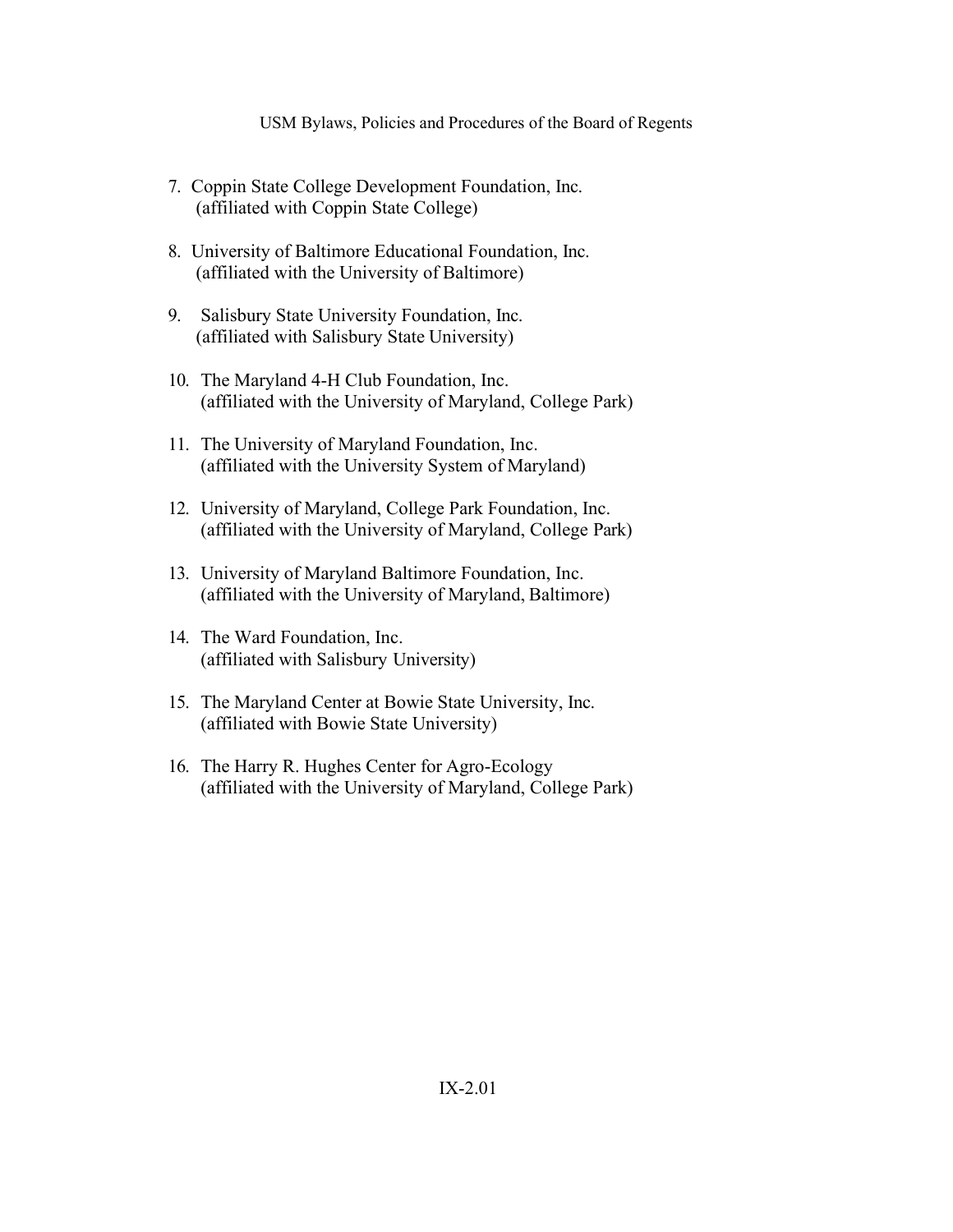7. Coppin State College Development Foundation, Inc.
   (affiliated with Coppin State College)

8. University of Baltimore Educational Foundation, Inc.
   (affiliated with the University of Baltimore)

9. Salisbury State University Foundation, Inc.
   (affiliated with Salisbury State University)

10. The Maryland 4-H Club Foundation, Inc.
    (affiliated with the University of Maryland, College Park)

11. The University of Maryland Foundation, Inc.
    (affiliated with the University System of Maryland)

12. University of Maryland, College Park Foundation, Inc.
    (affiliated with the University of Maryland, College Park)

13. University of Maryland Baltimore Foundation, Inc.
    (affiliated with the University of Maryland, Baltimore)

14. The Ward Foundation, Inc.
    (affiliated with Salisbury University)

15. The Maryland Center at Bowie State University, Inc.
    (affiliated with Bowie State University)

16. The Harry R. Hughes Center for Agro-Ecology
    (affiliated with the University of Maryland, College Park)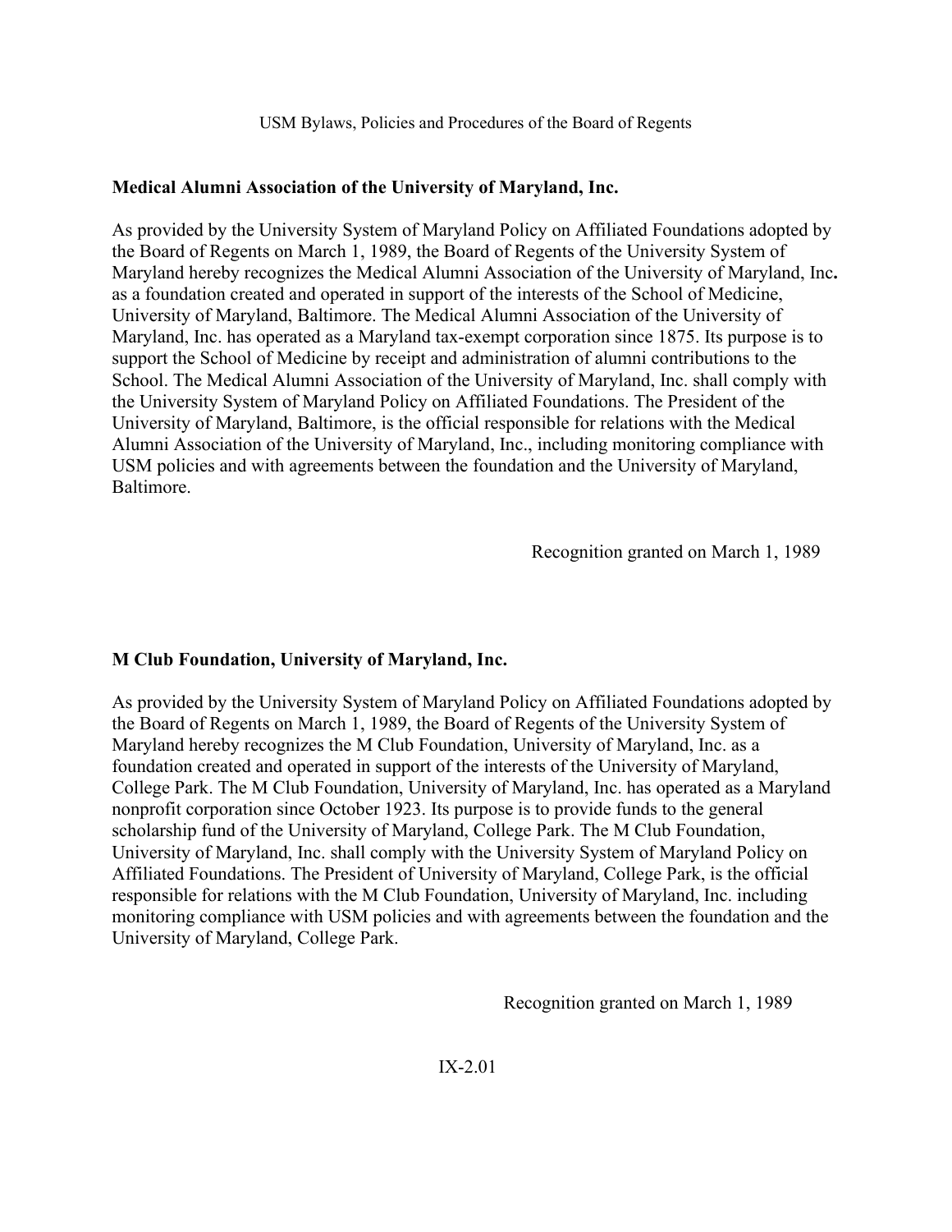**Medical Alumni Association of the University of Maryland, Inc.**

As provided by the University System of Maryland Policy on Affiliated Foundations adopted by the Board of Regents on March 1, 1989, the Board of Regents of the University System of Maryland hereby recognizes the Medical Alumni Association of the University of Maryland, Inc**.** as a foundation created and operated in support of the interests of the School of Medicine, University of Maryland, Baltimore. The Medical Alumni Association of the University of Maryland, Inc. has operated as a Maryland tax-exempt corporation since 1875. Its purpose is to support the School of Medicine by receipt and administration of alumni contributions to the School. The Medical Alumni Association of the University of Maryland, Inc. shall comply with the University System of Maryland Policy on Affiliated Foundations. The President of the University of Maryland, Baltimore, is the official responsible for relations with the Medical Alumni Association of the University of Maryland, Inc., including monitoring compliance with USM policies and with agreements between the foundation and the University of Maryland, Baltimore.

Recognition granted on March 1, 1989

**M Club Foundation, University of Maryland, Inc.**

As provided by the University System of Maryland Policy on Affiliated Foundations adopted by the Board of Regents on March 1, 1989, the Board of Regents of the University System of Maryland hereby recognizes the M Club Foundation, University of Maryland, Inc. as a foundation created and operated in support of the interests of the University of Maryland, College Park. The M Club Foundation, University of Maryland, Inc. has operated as a Maryland nonprofit corporation since October 1923. Its purpose is to provide funds to the general scholarship fund of the University of Maryland, College Park. The M Club Foundation, University of Maryland, Inc. shall comply with the University System of Maryland Policy on Affiliated Foundations. The President of University of Maryland, College Park, is the official responsible for relations with the M Club Foundation, University of Maryland, Inc. including monitoring compliance with USM policies and with agreements between the foundation and the University of Maryland, College Park.

Recognition granted on March 1, 1989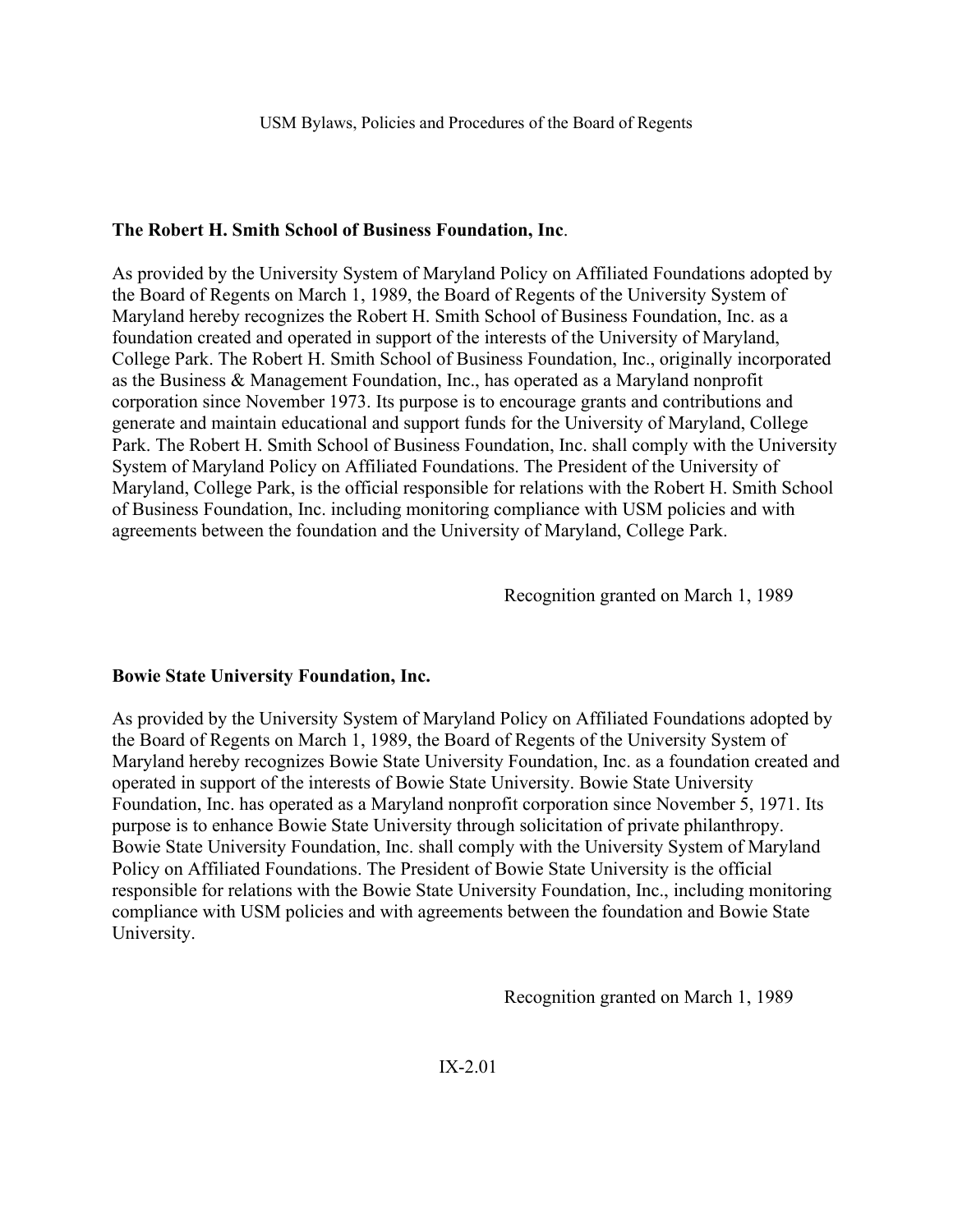**The Robert H. Smith School of Business Foundation, Inc**.

As provided by the University System of Maryland Policy on Affiliated Foundations adopted by the Board of Regents on March 1, 1989, the Board of Regents of the University System of Maryland hereby recognizes the Robert H. Smith School of Business Foundation, Inc. as a foundation created and operated in support of the interests of the University of Maryland, College Park. The Robert H. Smith School of Business Foundation, Inc., originally incorporated as the Business & Management Foundation, Inc., has operated as a Maryland nonprofit corporation since November 1973. Its purpose is to encourage grants and contributions and generate and maintain educational and support funds for the University of Maryland, College Park. The Robert H. Smith School of Business Foundation, Inc. shall comply with the University System of Maryland Policy on Affiliated Foundations. The President of the University of Maryland, College Park, is the official responsible for relations with the Robert H. Smith School of Business Foundation, Inc. including monitoring compliance with USM policies and with agreements between the foundation and the University of Maryland, College Park.

Recognition granted on March 1, 1989

**Bowie State University Foundation, Inc.**

As provided by the University System of Maryland Policy on Affiliated Foundations adopted by the Board of Regents on March 1, 1989, the Board of Regents of the University System of Maryland hereby recognizes Bowie State University Foundation, Inc. as a foundation created and operated in support of the interests of Bowie State University. Bowie State University Foundation, Inc. has operated as a Maryland nonprofit corporation since November 5, 1971. Its purpose is to enhance Bowie State University through solicitation of private philanthropy. Bowie State University Foundation, Inc. shall comply with the University System of Maryland Policy on Affiliated Foundations. The President of Bowie State University is the official responsible for relations with the Bowie State University Foundation, Inc., including monitoring compliance with USM policies and with agreements between the foundation and Bowie State University.

Recognition granted on March 1, 1989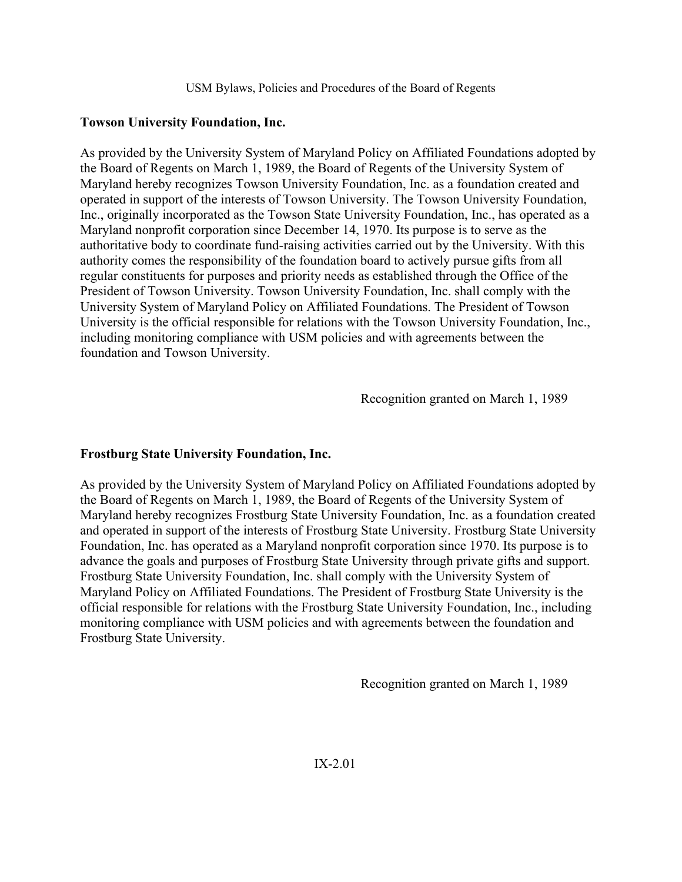**Towson University Foundation, Inc.**

As provided by the University System of Maryland Policy on Affiliated Foundations adopted by the Board of Regents on March 1, 1989, the Board of Regents of the University System of Maryland hereby recognizes Towson University Foundation, Inc. as a foundation created and operated in support of the interests of Towson University. The Towson University Foundation, Inc., originally incorporated as the Towson State University Foundation, Inc., has operated as a Maryland nonprofit corporation since December 14, 1970. Its purpose is to serve as the authoritative body to coordinate fund-raising activities carried out by the University. With this authority comes the responsibility of the foundation board to actively pursue gifts from all regular constituents for purposes and priority needs as established through the Office of the President of Towson University. Towson University Foundation, Inc. shall comply with the University System of Maryland Policy on Affiliated Foundations. The President of Towson University is the official responsible for relations with the Towson University Foundation, Inc., including monitoring compliance with USM policies and with agreements between the foundation and Towson University.

Recognition granted on March 1, 1989

**Frostburg State University Foundation, Inc.**

As provided by the University System of Maryland Policy on Affiliated Foundations adopted by the Board of Regents on March 1, 1989, the Board of Regents of the University System of Maryland hereby recognizes Frostburg State University Foundation, Inc. as a foundation created and operated in support of the interests of Frostburg State University. Frostburg State University Foundation, Inc. has operated as a Maryland nonprofit corporation since 1970. Its purpose is to advance the goals and purposes of Frostburg State University through private gifts and support. Frostburg State University Foundation, Inc. shall comply with the University System of Maryland Policy on Affiliated Foundations. The President of Frostburg State University is the official responsible for relations with the Frostburg State University Foundation, Inc., including monitoring compliance with USM policies and with agreements between the foundation and Frostburg State University.

Recognition granted on March 1, 1989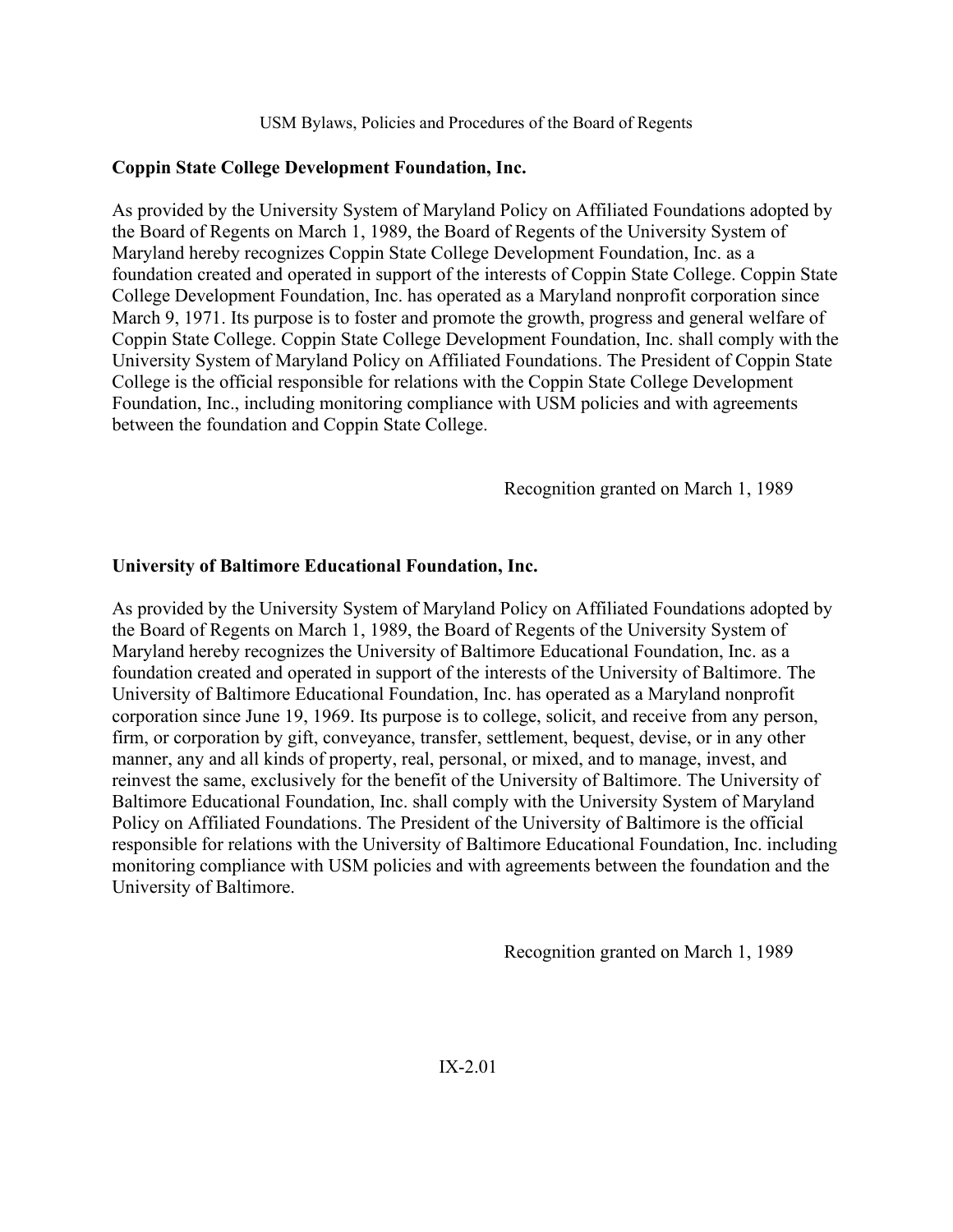**Coppin State College Development Foundation, Inc.**

As provided by the University System of Maryland Policy on Affiliated Foundations adopted by the Board of Regents on March 1, 1989, the Board of Regents of the University System of Maryland hereby recognizes Coppin State College Development Foundation, Inc. as a foundation created and operated in support of the interests of Coppin State College. Coppin State College Development Foundation, Inc. has operated as a Maryland nonprofit corporation since March 9, 1971. Its purpose is to foster and promote the growth, progress and general welfare of Coppin State College. Coppin State College Development Foundation, Inc. shall comply with the University System of Maryland Policy on Affiliated Foundations. The President of Coppin State College is the official responsible for relations with the Coppin State College Development Foundation, Inc., including monitoring compliance with USM policies and with agreements between the foundation and Coppin State College.

Recognition granted on March 1, 1989

**University of Baltimore Educational Foundation, Inc.**

As provided by the University System of Maryland Policy on Affiliated Foundations adopted by the Board of Regents on March 1, 1989, the Board of Regents of the University System of Maryland hereby recognizes the University of Baltimore Educational Foundation, Inc. as a foundation created and operated in support of the interests of the University of Baltimore. The University of Baltimore Educational Foundation, Inc. has operated as a Maryland nonprofit corporation since June 19, 1969. Its purpose is to college, solicit, and receive from any person, firm, or corporation by gift, conveyance, transfer, settlement, bequest, devise, or in any other manner, any and all kinds of property, real, personal, or mixed, and to manage, invest, and reinvest the same, exclusively for the benefit of the University of Baltimore. The University of Baltimore Educational Foundation, Inc. shall comply with the University System of Maryland Policy on Affiliated Foundations. The President of the University of Baltimore is the official responsible for relations with the University of Baltimore Educational Foundation, Inc. including monitoring compliance with USM policies and with agreements between the foundation and the University of Baltimore.

Recognition granted on March 1, 1989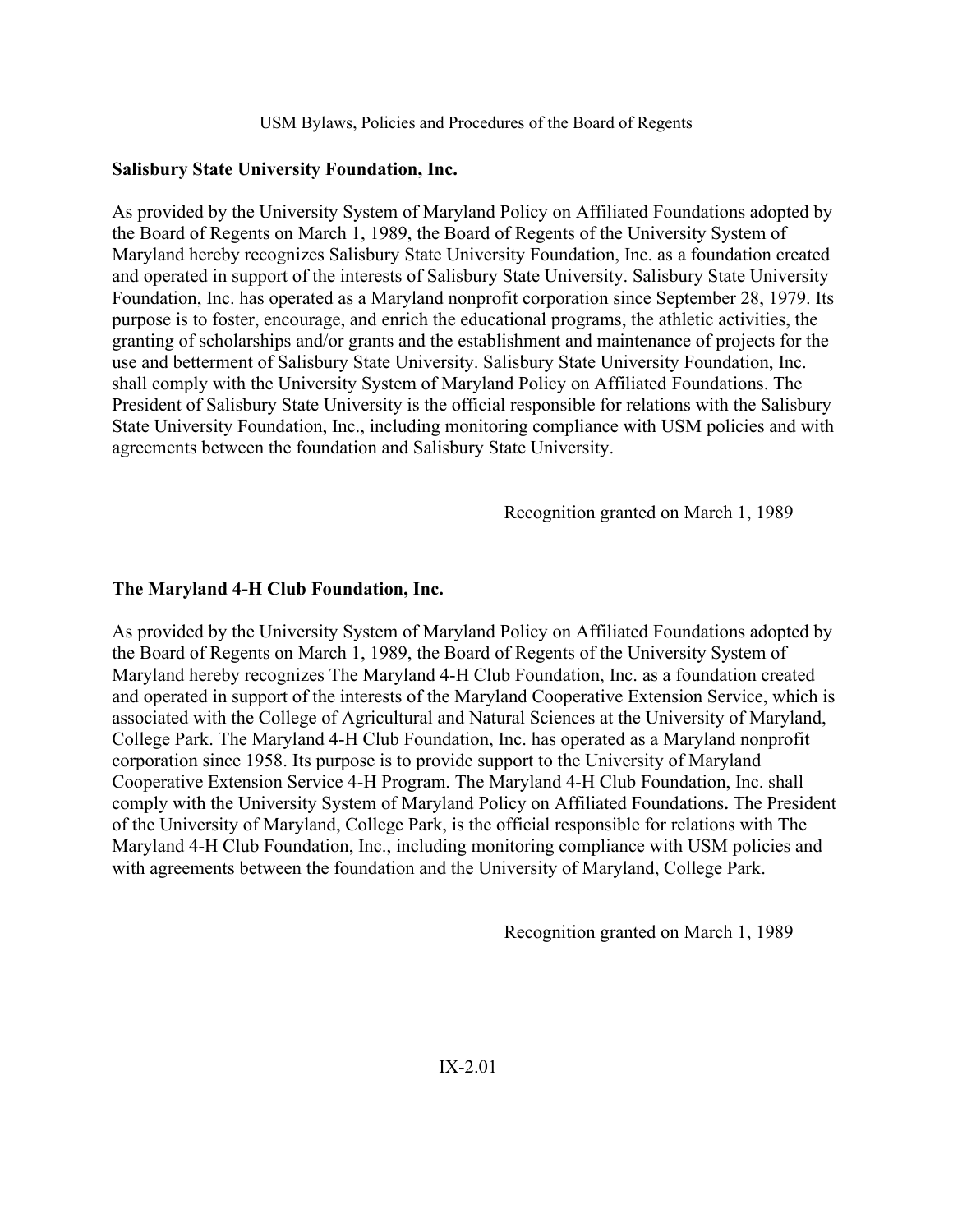**Salisbury State University Foundation, Inc.**

As provided by the University System of Maryland Policy on Affiliated Foundations adopted by the Board of Regents on March 1, 1989, the Board of Regents of the University System of Maryland hereby recognizes Salisbury State University Foundation, Inc. as a foundation created and operated in support of the interests of Salisbury State University. Salisbury State University Foundation, Inc. has operated as a Maryland nonprofit corporation since September 28, 1979. Its purpose is to foster, encourage, and enrich the educational programs, the athletic activities, the granting of scholarships and/or grants and the establishment and maintenance of projects for the use and betterment of Salisbury State University. Salisbury State University Foundation, Inc. shall comply with the University System of Maryland Policy on Affiliated Foundations. The President of Salisbury State University is the official responsible for relations with the Salisbury State University Foundation, Inc., including monitoring compliance with USM policies and with agreements between the foundation and Salisbury State University.

Recognition granted on March 1, 1989

**The Maryland 4-H Club Foundation, Inc.**

As provided by the University System of Maryland Policy on Affiliated Foundations adopted by the Board of Regents on March 1, 1989, the Board of Regents of the University System of Maryland hereby recognizes The Maryland 4-H Club Foundation, Inc. as a foundation created and operated in support of the interests of the Maryland Cooperative Extension Service, which is associated with the College of Agricultural and Natural Sciences at the University of Maryland, College Park. The Maryland 4-H Club Foundation, Inc. has operated as a Maryland nonprofit corporation since 1958. Its purpose is to provide support to the University of Maryland Cooperative Extension Service 4-H Program. The Maryland 4-H Club Foundation, Inc. shall comply with the University System of Maryland Policy on Affiliated Foundations**.** The President of the University of Maryland, College Park, is the official responsible for relations with The Maryland 4-H Club Foundation, Inc., including monitoring compliance with USM policies and with agreements between the foundation and the University of Maryland, College Park.

Recognition granted on March 1, 1989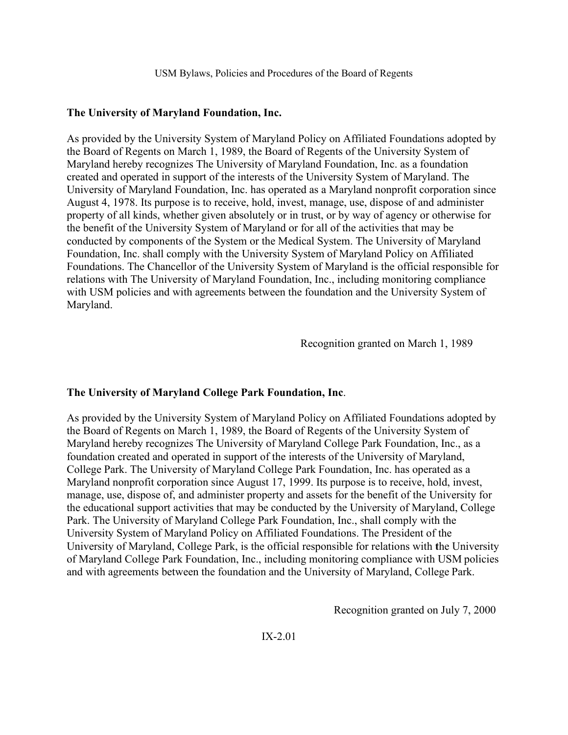**The University of Maryland Foundation, Inc.**

As provided by the University System of Maryland Policy on Affiliated Foundations adopted by the Board of Regents on March 1, 1989, the Board of Regents of the University System of Maryland hereby recognizes The University of Maryland Foundation, Inc. as a foundation created and operated in support of the interests of the University System of Maryland. The University of Maryland Foundation, Inc. has operated as a Maryland nonprofit corporation since August 4, 1978. Its purpose is to receive, hold, invest, manage, use, dispose of and administer property of all kinds, whether given absolutely or in trust, or by way of agency or otherwise for the benefit of the University System of Maryland or for all of the activities that may be conducted by components of the System or the Medical System. The University of Maryland Foundation, Inc. shall comply with the University System of Maryland Policy on Affiliated Foundations. The Chancellor of the University System of Maryland is the official responsible for relations with The University of Maryland Foundation, Inc., including monitoring compliance with USM policies and with agreements between the foundation and the University System of Maryland.

Recognition granted on March 1, 1989

**The University of Maryland College Park Foundation, Inc**.

As provided by the University System of Maryland Policy on Affiliated Foundations adopted by the Board of Regents on March 1, 1989, the Board of Regents of the University System of Maryland hereby recognizes The University of Maryland College Park Foundation, Inc., as a foundation created and operated in support of the interests of the University of Maryland, College Park. The University of Maryland College Park Foundation, Inc. has operated as a Maryland nonprofit corporation since August 17, 1999. Its purpose is to receive, hold, invest, manage, use, dispose of, and administer property and assets for the benefit of the University for the educational support activities that may be conducted by the University of Maryland, College Park. The University of Maryland College Park Foundation, Inc., shall comply with the University System of Maryland Policy on Affiliated Foundations. The President of the University of Maryland, College Park, is the official responsible for relations with the University of Maryland College Park Foundation, Inc., including monitoring compliance with USM policies and with agreements between the foundation and the University of Maryland, College Park.

Recognition granted on July 7, 2000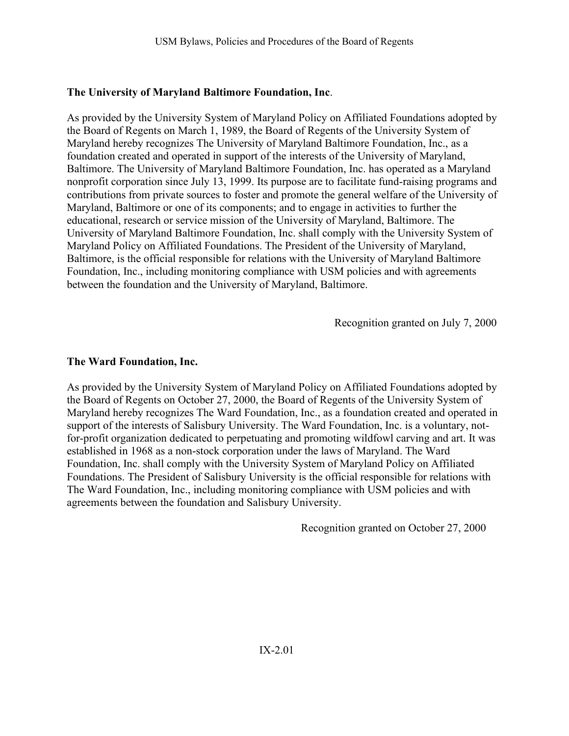**The University of Maryland Baltimore Foundation, Inc**.

As provided by the University System of Maryland Policy on Affiliated Foundations adopted by the Board of Regents on March 1, 1989, the Board of Regents of the University System of Maryland hereby recognizes The University of Maryland Baltimore Foundation, Inc., as a foundation created and operated in support of the interests of the University of Maryland, Baltimore. The University of Maryland Baltimore Foundation, Inc. has operated as a Maryland nonprofit corporation since July 13, 1999. Its purpose are to facilitate fund-raising programs and contributions from private sources to foster and promote the general welfare of the University of Maryland, Baltimore or one of its components; and to engage in activities to further the educational, research or service mission of the University of Maryland, Baltimore. The University of Maryland Baltimore Foundation, Inc. shall comply with the University System of Maryland Policy on Affiliated Foundations. The President of the University of Maryland, Baltimore, is the official responsible for relations with the University of Maryland Baltimore Foundation, Inc., including monitoring compliance with USM policies and with agreements between the foundation and the University of Maryland, Baltimore.

Recognition granted on July 7, 2000

**The Ward Foundation, Inc.**

As provided by the University System of Maryland Policy on Affiliated Foundations adopted by the Board of Regents on October 27, 2000, the Board of Regents of the University System of Maryland hereby recognizes The Ward Foundation, Inc., as a foundation created and operated in support of the interests of Salisbury University. The Ward Foundation, Inc. is a voluntary, not-for-profit organization dedicated to perpetuating and promoting wildfowl carving and art. It was established in 1968 as a non-stock corporation under the laws of Maryland. The Ward Foundation, Inc. shall comply with the University System of Maryland Policy on Affiliated Foundations. The President of Salisbury University is the official responsible for relations with The Ward Foundation, Inc., including monitoring compliance with USM policies and with agreements between the foundation and Salisbury University.

Recognition granted on October 27, 2000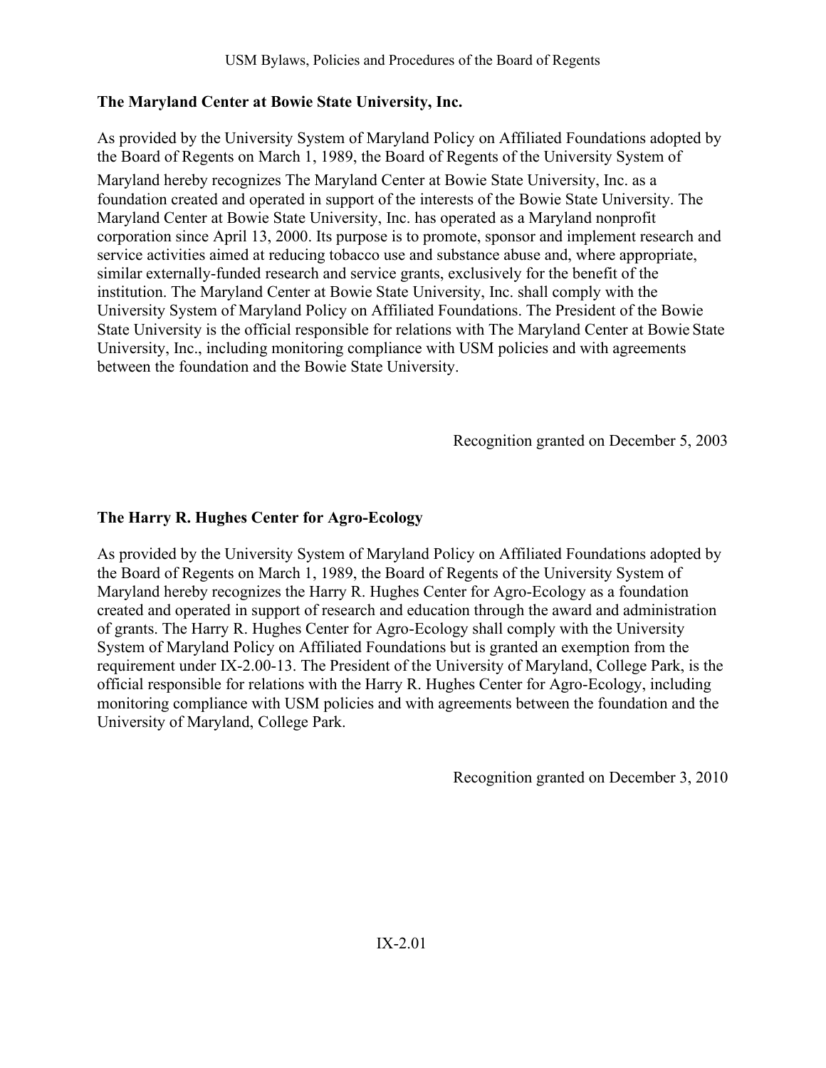**The Maryland Center at Bowie State University, Inc.**

As provided by the University System of Maryland Policy on Affiliated Foundations adopted by the Board of Regents on March 1, 1989, the Board of Regents of the University System of Maryland hereby recognizes The Maryland Center at Bowie State University, Inc. as a foundation created and operated in support of the interests of the Bowie State University. The Maryland Center at Bowie State University, Inc. has operated as a Maryland nonprofit corporation since April 13, 2000. Its purpose is to promote, sponsor and implement research and service activities aimed at reducing tobacco use and substance abuse and, where appropriate, similar externally-funded research and service grants, exclusively for the benefit of the institution. The Maryland Center at Bowie State University, Inc. shall comply with the University System of Maryland Policy on Affiliated Foundations. The President of the Bowie State University is the official responsible for relations with The Maryland Center at Bowie State University, Inc., including monitoring compliance with USM policies and with agreements between the foundation and the Bowie State University.

Recognition granted on December 5, 2003

**The Harry R. Hughes Center for Agro-Ecology**

As provided by the University System of Maryland Policy on Affiliated Foundations adopted by the Board of Regents on March 1, 1989, the Board of Regents of the University System of Maryland hereby recognizes the Harry R. Hughes Center for Agro-Ecology as a foundation created and operated in support of research and education through the award and administration of grants. The Harry R. Hughes Center for Agro-Ecology shall comply with the University System of Maryland Policy on Affiliated Foundations but is granted an exemption from the requirement under IX-2.00-13. The President of the University of Maryland, College Park, is the official responsible for relations with the Harry R. Hughes Center for Agro-Ecology, including monitoring compliance with USM policies and with agreements between the foundation and the University of Maryland, College Park.

Recognition granted on December 3, 2010